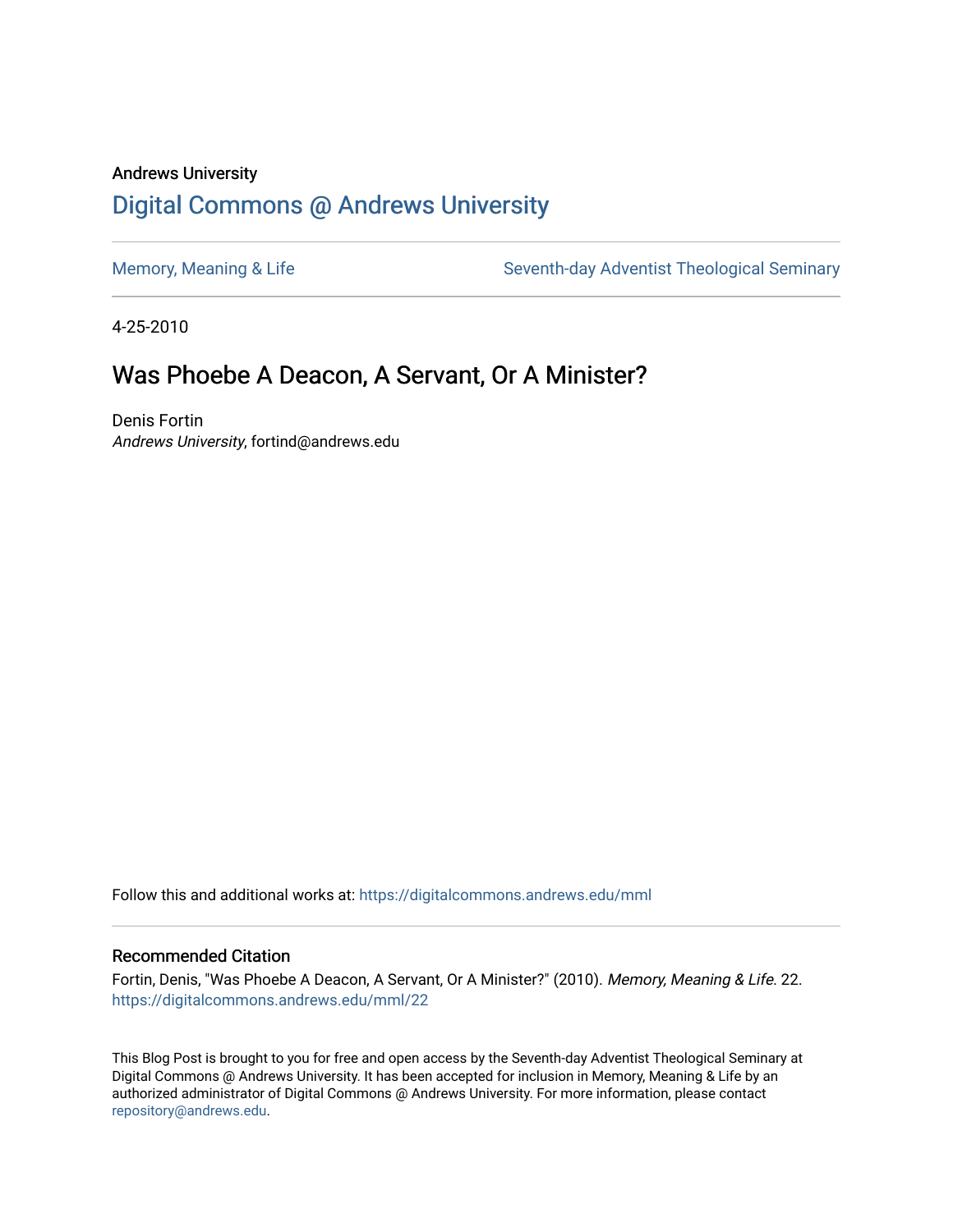Andrews University

# Digital Commons @ Andrews University

Memory, Meaning & Life

Seventh-day Adventist Theological Seminary

4-25-2010

## Was Phoebe A Deacon, A Servant, Or A Minister?

Denis Fortin
*Andrews University*, fortind@andrews.edu

Follow this and additional works at: https://digitalcommons.andrews.edu/mml

### Recommended Citation

Fortin, Denis, "Was Phoebe A Deacon, A Servant, Or A Minister?" (2010). *Memory, Meaning & Life*. 22.
https://digitalcommons.andrews.edu/mml/22

This Blog Post is brought to you for free and open access by the Seventh-day Adventist Theological Seminary at Digital Commons @ Andrews University. It has been accepted for inclusion in Memory, Meaning & Life by an authorized administrator of Digital Commons @ Andrews University. For more information, please contact repository@andrews.edu.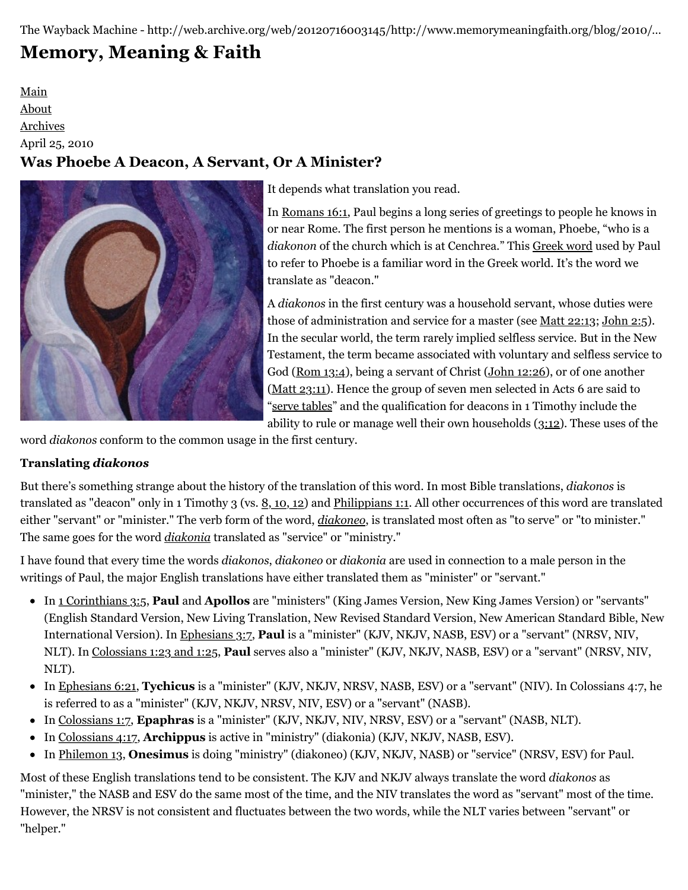The Wayback Machine - http://web.archive.org/web/20120716003145/http://www.memorymeaningfaith.org/blog/2010/...

# Memory, Meaning & Faith

Main
About
Archives

April 25, 2010

## Was Phoebe A Deacon, A Servant, Or A Minister?

It depends what translation you read.

In Romans 16:1, Paul begins a long series of greetings to people he knows in or near Rome. The first person he mentions is a woman, Phoebe, "who is a *diakonon* of the church which is at Cenchrea." This Greek word used by Paul to refer to Phoebe is a familiar word in the Greek world. It's the word we translate as "deacon."

A *diakonos* in the first century was a household servant, whose duties were those of administration and service for a master (see Matt 22:13; John 2:5). In the secular world, the term rarely implied selfless service. But in the New Testament, the term became associated with voluntary and selfless service to God (Rom 13:4), being a servant of Christ (John 12:26), or of one another (Matt 23:11). Hence the group of seven men selected in Acts 6 are said to "serve tables" and the qualification for deacons in 1 Timothy include the ability to rule or manage well their own households (3:12). These uses of the word *diakonos* conform to the common usage in the first century.

### Translating *diakonos*

But there's something strange about the history of the translation of this word. In most Bible translations, *diakonos* is translated as "deacon" only in 1 Timothy 3 (vs. 8, 10, 12) and Philippians 1:1. All other occurrences of this word are translated either "servant" or "minister." The verb form of the word, *diakoneo*, is translated most often as "to serve" or "to minister." The same goes for the word *diakonia* translated as "service" or "ministry."

I have found that every time the words *diakonos*, *diakoneo* or *diakonia* are used in connection to a male person in the writings of Paul, the major English translations have either translated them as "minister" or "servant."

- In 1 Corinthians 3:5, **Paul** and **Apollos** are "ministers" (King James Version, New King James Version) or "servants" (English Standard Version, New Living Translation, New Revised Standard Version, New American Standard Bible, New International Version). In Ephesians 3:7, **Paul** is a "minister" (KJV, NKJV, NASB, ESV) or a "servant" (NRSV, NIV, NLT). In Colossians 1:23 and 1:25, **Paul** serves also a "minister" (KJV, NKJV, NASB, ESV) or a "servant" (NRSV, NIV, NLT).
- In Ephesians 6:21, **Tychicus** is a "minister" (KJV, NKJV, NRSV, NASB, ESV) or a "servant" (NIV). In Colossians 4:7, he is referred to as a "minister" (KJV, NKJV, NRSV, NIV, ESV) or a "servant" (NASB).
- In Colossians 1:7, **Epaphras** is a "minister" (KJV, NKJV, NIV, NRSV, ESV) or a "servant" (NASB, NLT).
- In Colossians 4:17, **Archippus** is active in "ministry" (diakonia) (KJV, NKJV, NASB, ESV).
- In Philemon 13, **Onesimus** is doing "ministry" (diakoneo) (KJV, NKJV, NASB) or "service" (NRSV, ESV) for Paul.

Most of these English translations tend to be consistent. The KJV and NKJV always translate the word *diakonos* as "minister," the NASB and ESV do the same most of the time, and the NIV translates the word as "servant" most of the time. However, the NRSV is not consistent and fluctuates between the two words, while the NLT varies between "servant" or "helper."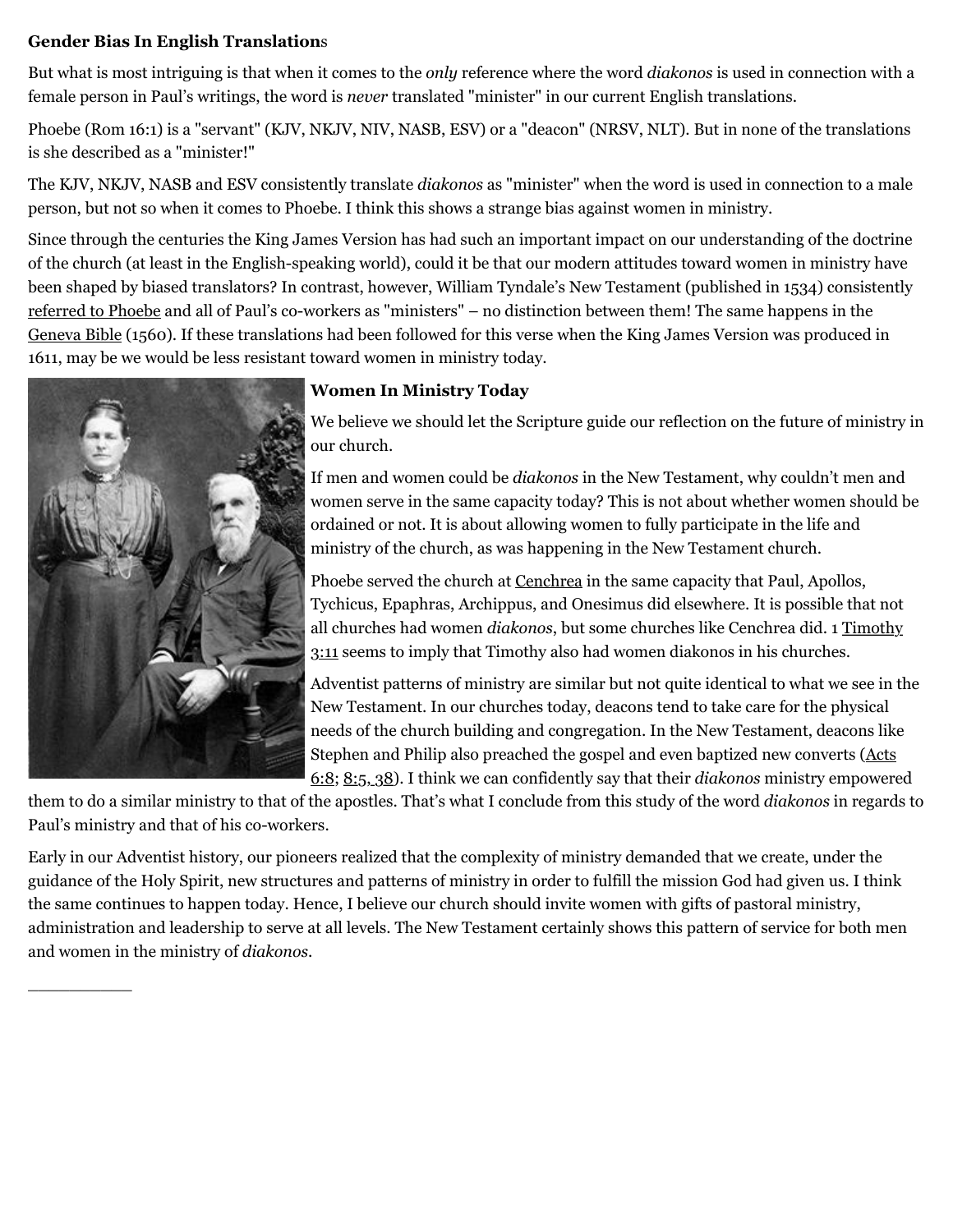**Gender Bias In English Translations**

But what is most intriguing is that when it comes to the *only* reference where the word *diakonos* is used in connection with a female person in Paul's writings, the word is *never* translated "minister" in our current English translations.

Phoebe (Rom 16:1) is a "servant" (KJV, NKJV, NIV, NASB, ESV) or a "deacon" (NRSV, NLT). But in none of the translations is she described as a "minister!"

The KJV, NKJV, NASB and ESV consistently translate *diakonos* as "minister" when the word is used in connection to a male person, but not so when it comes to Phoebe. I think this shows a strange bias against women in ministry.

Since through the centuries the King James Version has had such an important impact on our understanding of the doctrine of the church (at least in the English-speaking world), could it be that our modern attitudes toward women in ministry have been shaped by biased translators? In contrast, however, William Tyndale's New Testament (published in 1534) consistently referred to Phoebe and all of Paul's co-workers as "ministers" – no distinction between them! The same happens in the Geneva Bible (1560). If these translations had been followed for this verse when the King James Version was produced in 1611, may be we would be less resistant toward women in ministry today.

**Women In Ministry Today**

We believe we should let the Scripture guide our reflection on the future of ministry in our church.

If men and women could be *diakonos* in the New Testament, why couldn't men and women serve in the same capacity today? This is not about whether women should be ordained or not. It is about allowing women to fully participate in the life and ministry of the church, as was happening in the New Testament church.

Phoebe served the church at Cenchrea in the same capacity that Paul, Apollos, Tychicus, Epaphras, Archippus, and Onesimus did elsewhere. It is possible that not all churches had women *diakonos*, but some churches like Cenchrea did. 1 Timothy 3:11 seems to imply that Timothy also had women diakonos in his churches.

Adventist patterns of ministry are similar but not quite identical to what we see in the New Testament. In our churches today, deacons tend to take care for the physical needs of the church building and congregation. In the New Testament, deacons like Stephen and Philip also preached the gospel and even baptized new converts (Acts 6:8; 8:5, 38). I think we can confidently say that their *diakonos* ministry empowered them to do a similar ministry to that of the apostles. That's what I conclude from this study of the word *diakonos* in regards to Paul's ministry and that of his co-workers.

Early in our Adventist history, our pioneers realized that the complexity of ministry demanded that we create, under the guidance of the Holy Spirit, new structures and patterns of ministry in order to fulfill the mission God had given us. I think the same continues to happen today. Hence, I believe our church should invite women with gifts of pastoral ministry, administration and leadership to serve at all levels. The New Testament certainly shows this pattern of service for both men and women in the ministry of *diakonos*.

---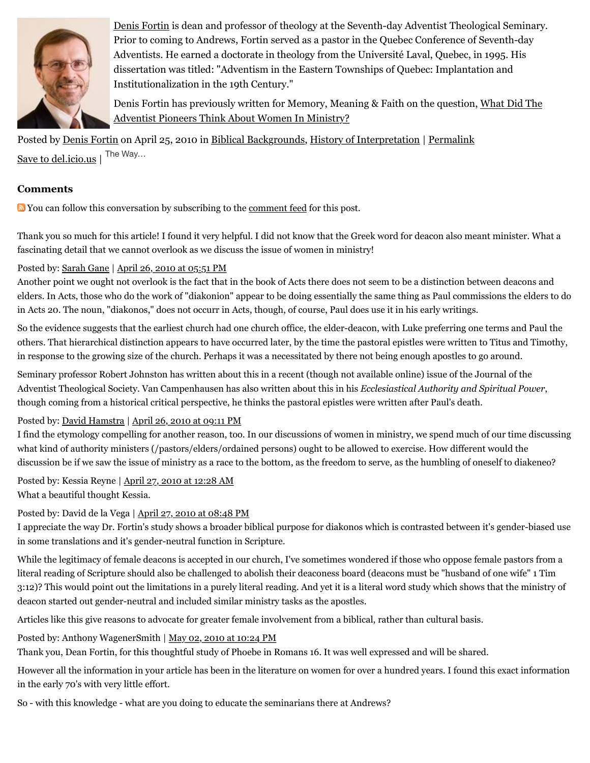Denis Fortin is dean and professor of theology at the Seventh-day Adventist Theological Seminary. Prior to coming to Andrews, Fortin served as a pastor in the Quebec Conference of Seventh-day Adventists. He earned a doctorate in theology from the Université Laval, Quebec, in 1995. His dissertation was titled: "Adventism in the Eastern Townships of Quebec: Implantation and Institutionalization in the 19th Century."

Denis Fortin has previously written for Memory, Meaning & Faith on the question, What Did The Adventist Pioneers Think About Women In Ministry?

Posted by Denis Fortin on April 25, 2010 in Biblical Backgrounds, History of Interpretation | Permalink

Save to del.icio.us | The Way...

### Comments

You can follow this conversation by subscribing to the comment feed for this post.

Thank you so much for this article! I found it very helpful. I did not know that the Greek word for deacon also meant minister. What a fascinating detail that we cannot overlook as we discuss the issue of women in ministry!

Posted by: Sarah Gane | April 26, 2010 at 05:51 PM

Another point we ought not overlook is the fact that in the book of Acts there does not seem to be a distinction between deacons and elders. In Acts, those who do the work of "diakonion" appear to be doing essentially the same thing as Paul commissions the elders to do in Acts 20. The noun, "diakonos," does not occurr in Acts, though, of course, Paul does use it in his early writings.

So the evidence suggests that the earliest church had one church office, the elder-deacon, with Luke preferring one terms and Paul the others. That hierarchical distinction appears to have occurred later, by the time the pastoral epistles were written to Titus and Timothy, in response to the growing size of the church. Perhaps it was a necessitated by there not being enough apostles to go around.

Seminary professor Robert Johnston has written about this in a recent (though not available online) issue of the Journal of the Adventist Theological Society. Van Campenhausen has also written about this in his *Ecclesiastical Authority and Spiritual Power*, though coming from a historical critical perspective, he thinks the pastoral epistles were written after Paul's death.

Posted by: David Hamstra | April 26, 2010 at 09:11 PM

I find the etymology compelling for another reason, too. In our discussions of women in ministry, we spend much of our time discussing what kind of authority ministers (/pastors/elders/ordained persons) ought to be allowed to exercise. How different would the discussion be if we saw the issue of ministry as a race to the bottom, as the freedom to serve, as the humbling of oneself to diakeneo?

Posted by: Kessia Reyne | April 27, 2010 at 12:28 AM

What a beautiful thought Kessia.

Posted by: David de la Vega | April 27, 2010 at 08:48 PM

I appreciate the way Dr. Fortin's study shows a broader biblical purpose for diakonos which is contrasted between it's gender-biased use in some translations and it's gender-neutral function in Scripture.

While the legitimacy of female deacons is accepted in our church, I've sometimes wondered if those who oppose female pastors from a literal reading of Scripture should also be challenged to abolish their deaconess board (deacons must be "husband of one wife" 1 Tim 3:12)? This would point out the limitations in a purely literal reading. And yet it is a literal word study which shows that the ministry of deacon started out gender-neutral and included similar ministry tasks as the apostles.

Articles like this give reasons to advocate for greater female involvement from a biblical, rather than cultural basis.

Posted by: Anthony WagenerSmith | May 02, 2010 at 10:24 PM

Thank you, Dean Fortin, for this thoughtful study of Phoebe in Romans 16. It was well expressed and will be shared.

However all the information in your article has been in the literature on women for over a hundred years. I found this exact information in the early 70's with very little effort.

So - with this knowledge - what are you doing to educate the seminarians there at Andrews?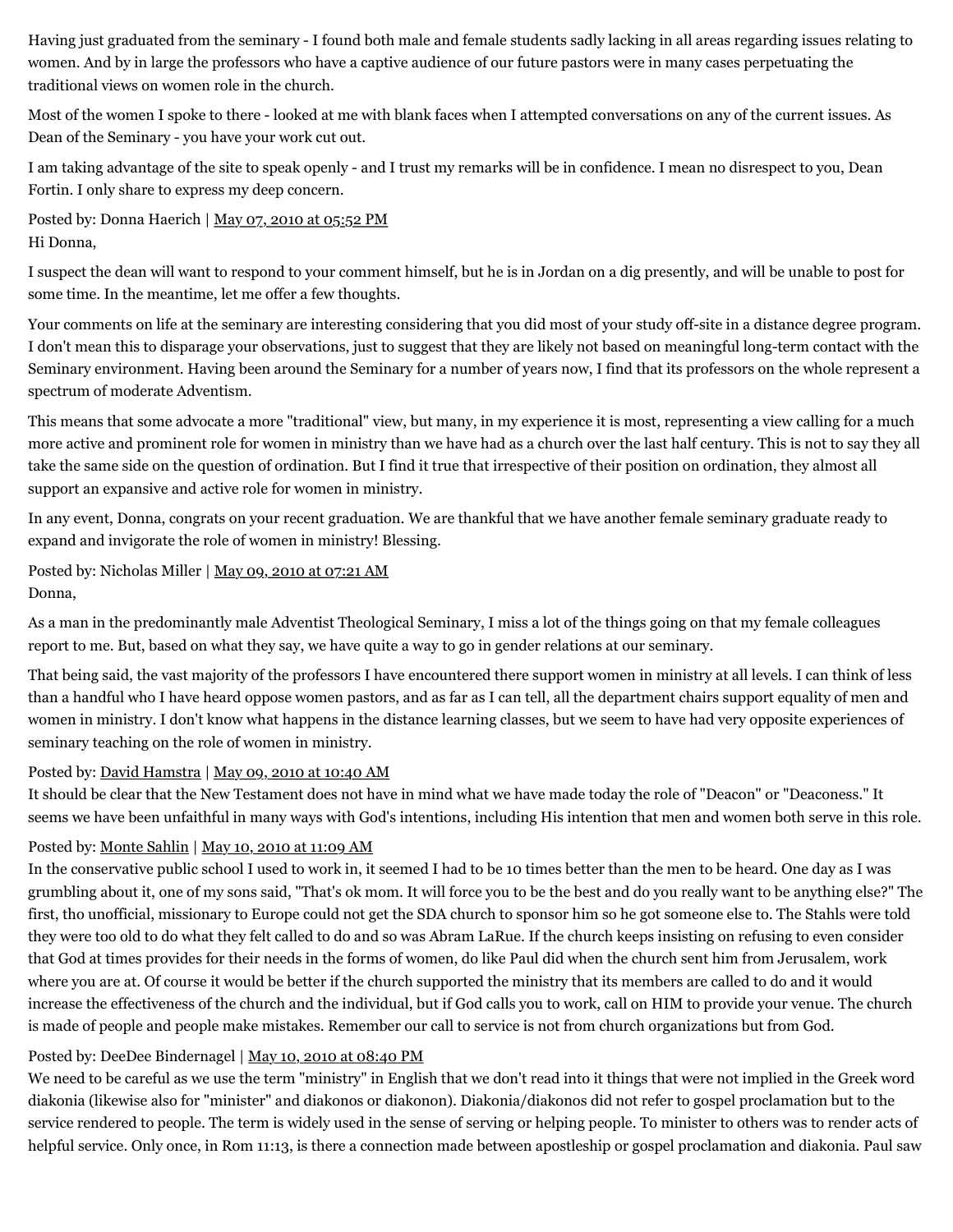Having just graduated from the seminary - I found both male and female students sadly lacking in all areas regarding issues relating to women. And by in large the professors who have a captive audience of our future pastors were in many cases perpetuating the traditional views on women role in the church.

Most of the women I spoke to there - looked at me with blank faces when I attempted conversations on any of the current issues. As Dean of the Seminary - you have your work cut out.

I am taking advantage of the site to speak openly - and I trust my remarks will be in confidence. I mean no disrespect to you, Dean Fortin. I only share to express my deep concern.

Posted by: Donna Haerich | May 07, 2010 at 05:52 PM

Hi Donna,

I suspect the dean will want to respond to your comment himself, but he is in Jordan on a dig presently, and will be unable to post for some time. In the meantime, let me offer a few thoughts.

Your comments on life at the seminary are interesting considering that you did most of your study off-site in a distance degree program. I don't mean this to disparage your observations, just to suggest that they are likely not based on meaningful long-term contact with the Seminary environment. Having been around the Seminary for a number of years now, I find that its professors on the whole represent a spectrum of moderate Adventism.

This means that some advocate a more "traditional" view, but many, in my experience it is most, representing a view calling for a much more active and prominent role for women in ministry than we have had as a church over the last half century. This is not to say they all take the same side on the question of ordination. But I find it true that irrespective of their position on ordination, they almost all support an expansive and active role for women in ministry.

In any event, Donna, congrats on your recent graduation. We are thankful that we have another female seminary graduate ready to expand and invigorate the role of women in ministry! Blessing.

Posted by: Nicholas Miller | May 09, 2010 at 07:21 AM

Donna,

As a man in the predominantly male Adventist Theological Seminary, I miss a lot of the things going on that my female colleagues report to me. But, based on what they say, we have quite a way to go in gender relations at our seminary.

That being said, the vast majority of the professors I have encountered there support women in ministry at all levels. I can think of less than a handful who I have heard oppose women pastors, and as far as I can tell, all the department chairs support equality of men and women in ministry. I don't know what happens in the distance learning classes, but we seem to have had very opposite experiences of seminary teaching on the role of women in ministry.

Posted by: David Hamstra | May 09, 2010 at 10:40 AM

It should be clear that the New Testament does not have in mind what we have made today the role of "Deacon" or "Deaconess." It seems we have been unfaithful in many ways with God's intentions, including His intention that men and women both serve in this role.

Posted by: Monte Sahlin | May 10, 2010 at 11:09 AM

In the conservative public school I used to work in, it seemed I had to be 10 times better than the men to be heard. One day as I was grumbling about it, one of my sons said, "That's ok mom. It will force you to be the best and do you really want to be anything else?" The first, tho unofficial, missionary to Europe could not get the SDA church to sponsor him so he got someone else to. The Stahls were told they were too old to do what they felt called to do and so was Abram LaRue. If the church keeps insisting on refusing to even consider that God at times provides for their needs in the forms of women, do like Paul did when the church sent him from Jerusalem, work where you are at. Of course it would be better if the church supported the ministry that its members are called to do and it would increase the effectiveness of the church and the individual, but if God calls you to work, call on HIM to provide your venue. The church is made of people and people make mistakes. Remember our call to service is not from church organizations but from God.

Posted by: DeeDee Bindernagel | May 10, 2010 at 08:40 PM

We need to be careful as we use the term "ministry" in English that we don't read into it things that were not implied in the Greek word diakonia (likewise also for "minister" and diakonos or diakonon). Diakonia/diakonos did not refer to gospel proclamation but to the service rendered to people. The term is widely used in the sense of serving or helping people. To minister to others was to render acts of helpful service. Only once, in Rom 11:13, is there a connection made between apostleship or gospel proclamation and diakonia. Paul saw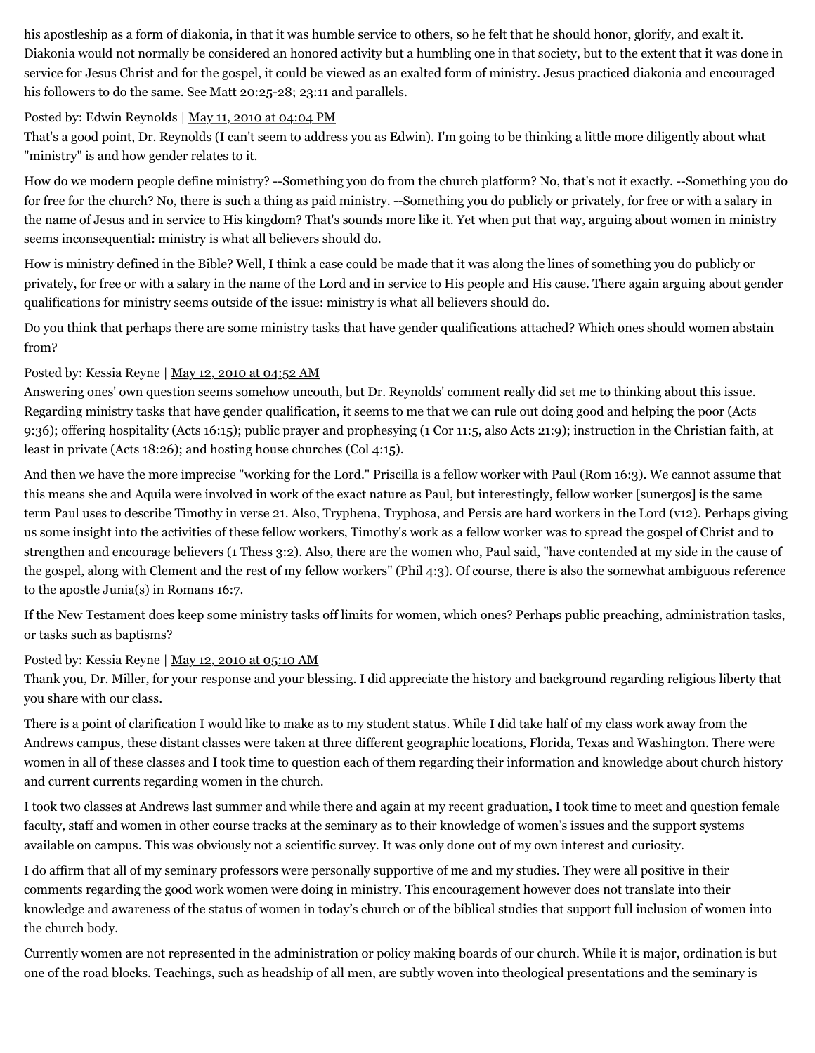his apostleship as a form of diakonia, in that it was humble service to others, so he felt that he should honor, glorify, and exalt it. Diakonia would not normally be considered an honored activity but a humbling one in that society, but to the extent that it was done in service for Jesus Christ and for the gospel, it could be viewed as an exalted form of ministry. Jesus practiced diakonia and encouraged his followers to do the same. See Matt 20:25-28; 23:11 and parallels.

Posted by: Edwin Reynolds | May 11, 2010 at 04:04 PM

That's a good point, Dr. Reynolds (I can't seem to address you as Edwin). I'm going to be thinking a little more diligently about what "ministry" is and how gender relates to it.

How do we modern people define ministry? --Something you do from the church platform? No, that's not it exactly. --Something you do for free for the church? No, there is such a thing as paid ministry. --Something you do publicly or privately, for free or with a salary in the name of Jesus and in service to His kingdom? That's sounds more like it. Yet when put that way, arguing about women in ministry seems inconsequential: ministry is what all believers should do.

How is ministry defined in the Bible? Well, I think a case could be made that it was along the lines of something you do publicly or privately, for free or with a salary in the name of the Lord and in service to His people and His cause. There again arguing about gender qualifications for ministry seems outside of the issue: ministry is what all believers should do.

Do you think that perhaps there are some ministry tasks that have gender qualifications attached? Which ones should women abstain from?

Posted by: Kessia Reyne | May 12, 2010 at 04:52 AM

Answering ones' own question seems somehow uncouth, but Dr. Reynolds' comment really did set me to thinking about this issue. Regarding ministry tasks that have gender qualification, it seems to me that we can rule out doing good and helping the poor (Acts 9:36); offering hospitality (Acts 16:15); public prayer and prophesying (1 Cor 11:5, also Acts 21:9); instruction in the Christian faith, at least in private (Acts 18:26); and hosting house churches (Col 4:15).

And then we have the more imprecise "working for the Lord." Priscilla is a fellow worker with Paul (Rom 16:3). We cannot assume that this means she and Aquila were involved in work of the exact nature as Paul, but interestingly, fellow worker [sunergos] is the same term Paul uses to describe Timothy in verse 21. Also, Tryphena, Tryphosa, and Persis are hard workers in the Lord (v12). Perhaps giving us some insight into the activities of these fellow workers, Timothy's work as a fellow worker was to spread the gospel of Christ and to strengthen and encourage believers (1 Thess 3:2). Also, there are the women who, Paul said, "have contended at my side in the cause of the gospel, along with Clement and the rest of my fellow workers" (Phil 4:3). Of course, there is also the somewhat ambiguous reference to the apostle Junia(s) in Romans 16:7.

If the New Testament does keep some ministry tasks off limits for women, which ones? Perhaps public preaching, administration tasks, or tasks such as baptisms?

Posted by: Kessia Reyne | May 12, 2010 at 05:10 AM

Thank you, Dr. Miller, for your response and your blessing. I did appreciate the history and background regarding religious liberty that you share with our class.

There is a point of clarification I would like to make as to my student status. While I did take half of my class work away from the Andrews campus, these distant classes were taken at three different geographic locations, Florida, Texas and Washington. There were women in all of these classes and I took time to question each of them regarding their information and knowledge about church history and current currents regarding women in the church.

I took two classes at Andrews last summer and while there and again at my recent graduation, I took time to meet and question female faculty, staff and women in other course tracks at the seminary as to their knowledge of women's issues and the support systems available on campus. This was obviously not a scientific survey. It was only done out of my own interest and curiosity.

I do affirm that all of my seminary professors were personally supportive of me and my studies. They were all positive in their comments regarding the good work women were doing in ministry. This encouragement however does not translate into their knowledge and awareness of the status of women in today's church or of the biblical studies that support full inclusion of women into the church body.

Currently women are not represented in the administration or policy making boards of our church. While it is major, ordination is but one of the road blocks. Teachings, such as headship of all men, are subtly woven into theological presentations and the seminary is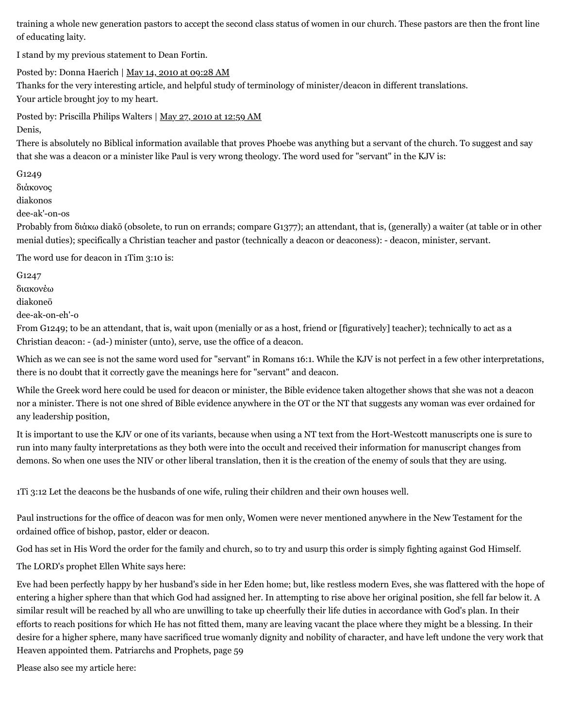training a whole new generation pastors to accept the second class status of women in our church. These pastors are then the front line of educating laity.

I stand by my previous statement to Dean Fortin.

Posted by: Donna Haerich | May 14, 2010 at 09:28 AM

Thanks for the very interesting article, and helpful study of terminology of minister/deacon in different translations.
Your article brought joy to my heart.

Posted by: Priscilla Philips Walters | May 27, 2010 at 12:59 AM

Denis,

There is absolutely no Biblical information available that proves Phoebe was anything but a servant of the church. To suggest and say that she was a deacon or a minister like Paul is very wrong theology. The word used for "servant" in the KJV is:

G1249
διάκονος
diakonos
dee-ak'-on-os
Probably from διάκω diakō (obsolete, to run on errands; compare G1377); an attendant, that is, (generally) a waiter (at table or in other menial duties); specifically a Christian teacher and pastor (technically a deacon or deaconess): - deacon, minister, servant.

The word use for deacon in 1Tim 3:10 is:

G1247
διακονέω
diakoneō
dee-ak-on-eh'-o
From G1249; to be an attendant, that is, wait upon (menially or as a host, friend or [figuratively] teacher); technically to act as a Christian deacon: - (ad-) minister (unto), serve, use the office of a deacon.

Which as we can see is not the same word used for "servant" in Romans 16:1. While the KJV is not perfect in a few other interpretations, there is no doubt that it correctly gave the meanings here for "servant" and deacon.

While the Greek word here could be used for deacon or minister, the Bible evidence taken altogether shows that she was not a deacon nor a minister. There is not one shred of Bible evidence anywhere in the OT or the NT that suggests any woman was ever ordained for any leadership position,

It is important to use the KJV or one of its variants, because when using a NT text from the Hort-Westcott manuscripts one is sure to run into many faulty interpretations as they both were into the occult and received their information for manuscript changes from demons. So when one uses the NIV or other liberal translation, then it is the creation of the enemy of souls that they are using.

1Ti 3:12 Let the deacons be the husbands of one wife, ruling their children and their own houses well.

Paul instructions for the office of deacon was for men only, Women were never mentioned anywhere in the New Testament for the ordained office of bishop, pastor, elder or deacon.

God has set in His Word the order for the family and church, so to try and usurp this order is simply fighting against God Himself.

The LORD's prophet Ellen White says here:

Eve had been perfectly happy by her husband's side in her Eden home; but, like restless modern Eves, she was flattered with the hope of entering a higher sphere than that which God had assigned her. In attempting to rise above her original position, she fell far below it. A similar result will be reached by all who are unwilling to take up cheerfully their life duties in accordance with God's plan. In their efforts to reach positions for which He has not fitted them, many are leaving vacant the place where they might be a blessing. In their desire for a higher sphere, many have sacrificed true womanly dignity and nobility of character, and have left undone the very work that Heaven appointed them. Patriarchs and Prophets, page 59

Please also see my article here: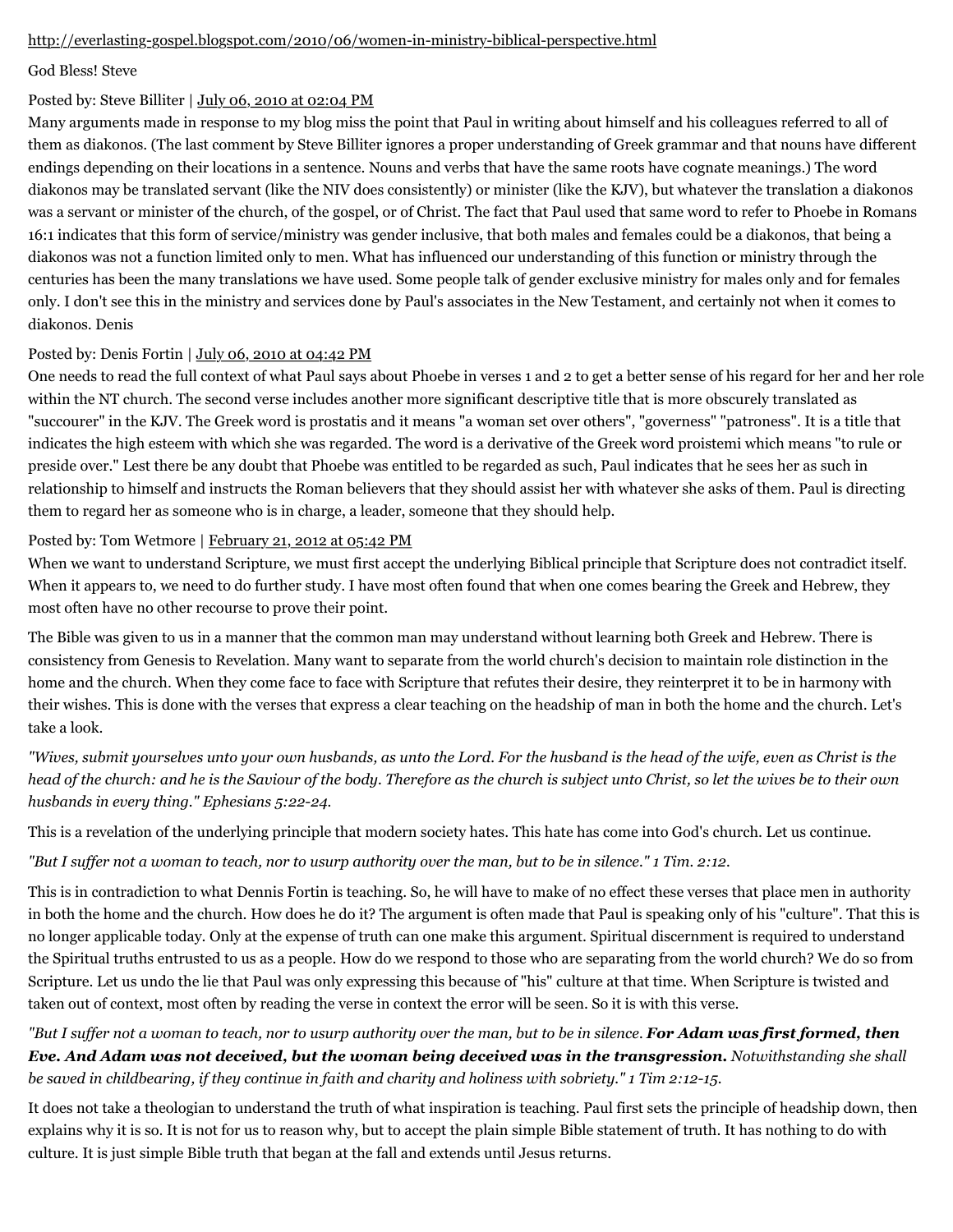http://everlasting-gospel.blogspot.com/2010/06/women-in-ministry-biblical-perspective.html

God Bless! Steve

Posted by: Steve Billiter | July 06, 2010 at 02:04 PM

Many arguments made in response to my blog miss the point that Paul in writing about himself and his colleagues referred to all of them as diakonos. (The last comment by Steve Billiter ignores a proper understanding of Greek grammar and that nouns have different endings depending on their locations in a sentence. Nouns and verbs that have the same roots have cognate meanings.) The word diakonos may be translated servant (like the NIV does consistently) or minister (like the KJV), but whatever the translation a diakonos was a servant or minister of the church, of the gospel, or of Christ. The fact that Paul used that same word to refer to Phoebe in Romans 16:1 indicates that this form of service/ministry was gender inclusive, that both males and females could be a diakonos, that being a diakonos was not a function limited only to men. What has influenced our understanding of this function or ministry through the centuries has been the many translations we have used. Some people talk of gender exclusive ministry for males only and for females only. I don't see this in the ministry and services done by Paul's associates in the New Testament, and certainly not when it comes to diakonos. Denis

Posted by: Denis Fortin | July 06, 2010 at 04:42 PM

One needs to read the full context of what Paul says about Phoebe in verses 1 and 2 to get a better sense of his regard for her and her role within the NT church. The second verse includes another more significant descriptive title that is more obscurely translated as "succourer" in the KJV. The Greek word is prostatis and it means "a woman set over others", "governess" "patroness". It is a title that indicates the high esteem with which she was regarded. The word is a derivative of the Greek word proistemi which means "to rule or preside over." Lest there be any doubt that Phoebe was entitled to be regarded as such, Paul indicates that he sees her as such in relationship to himself and instructs the Roman believers that they should assist her with whatever she asks of them. Paul is directing them to regard her as someone who is in charge, a leader, someone that they should help.

Posted by: Tom Wetmore | February 21, 2012 at 05:42 PM

When we want to understand Scripture, we must first accept the underlying Biblical principle that Scripture does not contradict itself. When it appears to, we need to do further study. I have most often found that when one comes bearing the Greek and Hebrew, they most often have no other recourse to prove their point.

The Bible was given to us in a manner that the common man may understand without learning both Greek and Hebrew. There is consistency from Genesis to Revelation. Many want to separate from the world church's decision to maintain role distinction in the home and the church. When they come face to face with Scripture that refutes their desire, they reinterpret it to be in harmony with their wishes. This is done with the verses that express a clear teaching on the headship of man in both the home and the church. Let's take a look.

*"Wives, submit yourselves unto your own husbands, as unto the Lord. For the husband is the head of the wife, even as Christ is the head of the church: and he is the Saviour of the body. Therefore as the church is subject unto Christ, so let the wives be to their own husbands in every thing." Ephesians 5:22-24.*

This is a revelation of the underlying principle that modern society hates. This hate has come into God's church. Let us continue.

*"But I suffer not a woman to teach, nor to usurp authority over the man, but to be in silence." 1 Tim. 2:12.*

This is in contradiction to what Dennis Fortin is teaching. So, he will have to make of no effect these verses that place men in authority in both the home and the church. How does he do it? The argument is often made that Paul is speaking only of his "culture". That this is no longer applicable today. Only at the expense of truth can one make this argument. Spiritual discernment is required to understand the Spiritual truths entrusted to us as a people. How do we respond to those who are separating from the world church? We do so from Scripture. Let us undo the lie that Paul was only expressing this because of "his" culture at that time. When Scripture is twisted and taken out of context, most often by reading the verse in context the error will be seen. So it is with this verse.

*"But I suffer not a woman to teach, nor to usurp authority over the man, but to be in silence. **For Adam was first formed, then Eve. And Adam was not deceived, but the woman being deceived was in the transgression.** Notwithstanding she shall be saved in childbearing, if they continue in faith and charity and holiness with sobriety." 1 Tim 2:12-15.*

It does not take a theologian to understand the truth of what inspiration is teaching. Paul first sets the principle of headship down, then explains why it is so. It is not for us to reason why, but to accept the plain simple Bible statement of truth. It has nothing to do with culture. It is just simple Bible truth that began at the fall and extends until Jesus returns.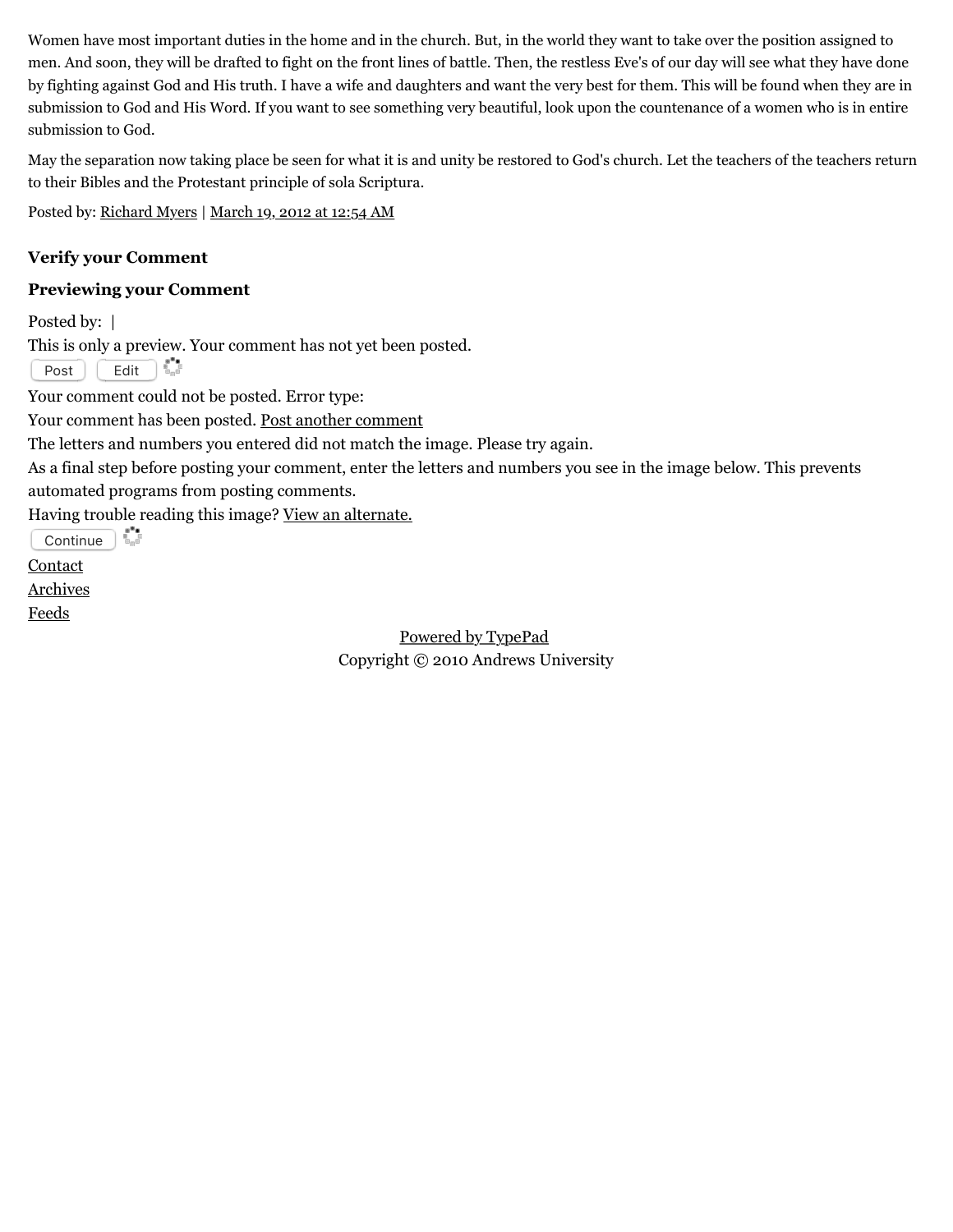Women have most important duties in the home and in the church. But, in the world they want to take over the position assigned to men. And soon, they will be drafted to fight on the front lines of battle. Then, the restless Eve's of our day will see what they have done by fighting against God and His truth. I have a wife and daughters and want the very best for them. This will be found when they are in submission to God and His Word. If you want to see something very beautiful, look upon the countenance of a women who is in entire submission to God.

May the separation now taking place be seen for what it is and unity be restored to God's church. Let the teachers of the teachers return to their Bibles and the Protestant principle of sola Scriptura.

Posted by: Richard Myers | March 19, 2012 at 12:54 AM

**Verify your Comment**

**Previewing your Comment**

Posted by: |

This is only a preview. Your comment has not yet been posted.

Post Edit

Your comment could not be posted. Error type:

Your comment has been posted. Post another comment

The letters and numbers you entered did not match the image. Please try again.

As a final step before posting your comment, enter the letters and numbers you see in the image below. This prevents automated programs from posting comments.

Having trouble reading this image? View an alternate.

Continue

Contact

Archives

Feeds

Powered by TypePad

Copyright © 2010 Andrews University